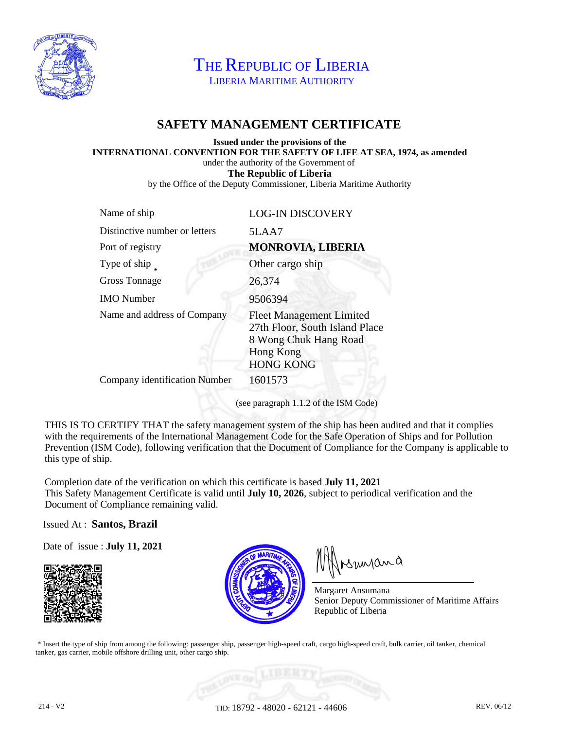# THE REPUBLIC OF LIBERIA

LIBERIA MARITIME AUTHORITY

## SAFETY MANAGEMENT CERTIFICATE

**Issued under the provisions of the**
**INTERNATIONAL CONVENTION FOR THE SAFETY OF LIFE AT SEA, 1974, as amended**
under the authority of the Government of
**The Republic of Liberia**
by the Office of the Deputy Commissioner, Liberia Maritime Authority

| | |
|---|---|
| Name of ship | LOG-IN DISCOVERY |
| Distinctive number or letters | 5LAA7 |
| Port of registry | **MONROVIA, LIBERIA** |
| Type of ship * | Other cargo ship |
| Gross Tonnage | 26,374 |
| IMO Number | 9506394 |
| Name and address of Company | Fleet Management Limited<br>27th Floor, South Island Place<br>8 Wong Chuk Hang Road<br>Hong Kong<br>HONG KONG |
| Company identification Number | 1601573 |

(see paragraph 1.1.2 of the ISM Code)

THIS IS TO CERTIFY THAT the safety management system of the ship has been audited and that it complies with the requirements of the International Management Code for the Safe Operation of Ships and for Pollution Prevention (ISM Code), following verification that the Document of Compliance for the Company is applicable to this type of ship.

Completion date of the verification on which this certificate is based **July 11, 2021**
This Safety Management Certificate is valid until **July 10, 2026**, subject to periodical verification and the Document of Compliance remaining valid.

Issued At : **Santos, Brazil**

Date of issue : **July 11, 2021**

Margaret Ansumana
Senior Deputy Commissioner of Maritime Affairs
Republic of Liberia

* Insert the type of ship from among the following: passenger ship, passenger high-speed craft, cargo high-speed craft, bulk carrier, oil tanker, chemical tanker, gas carrier, mobile offshore drilling unit, other cargo ship.

214 - V2 TID: 18792 - 48020 - 62121 - 44606 REV. 06/12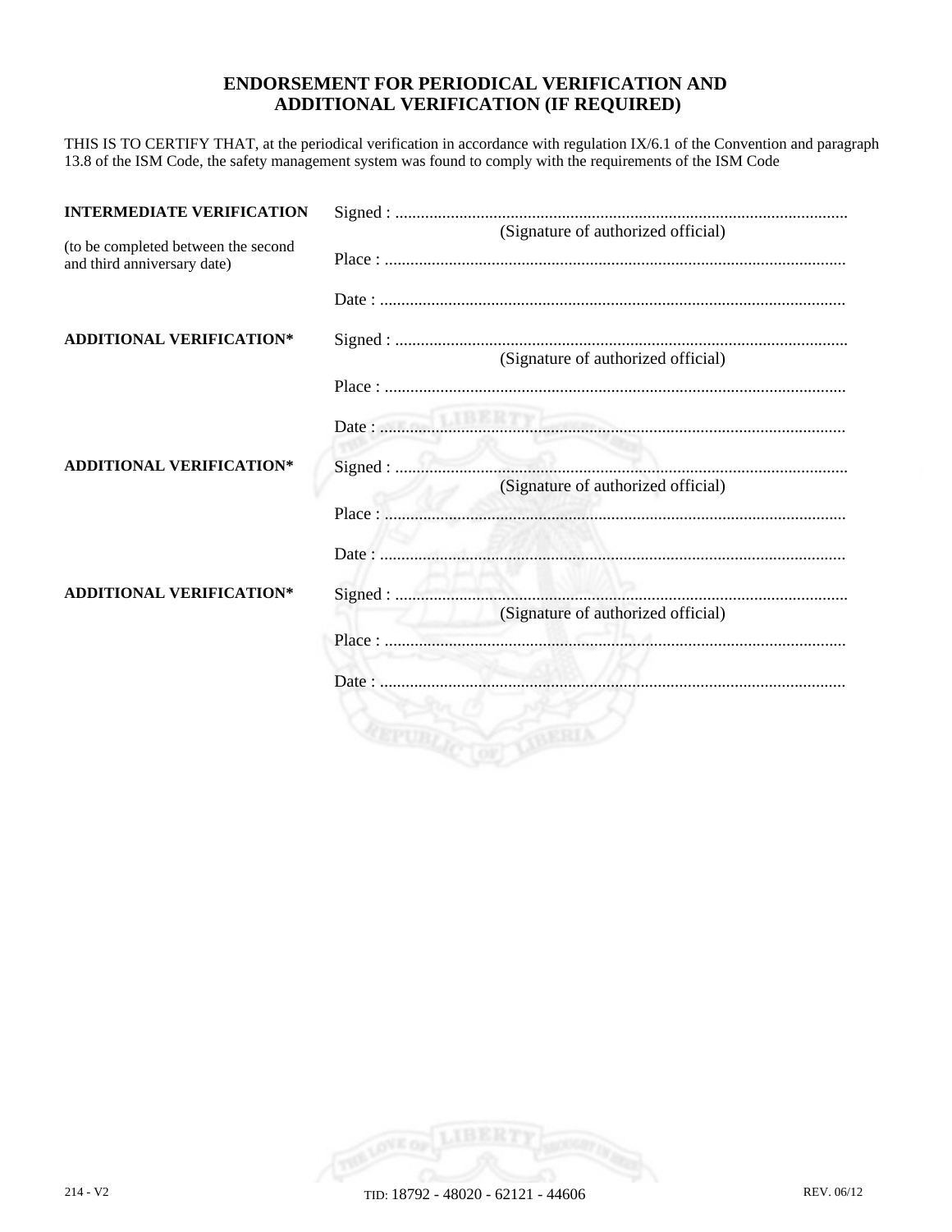## ENDORSEMENT FOR PERIODICAL VERIFICATION AND ADDITIONAL VERIFICATION (IF REQUIRED)

THIS IS TO CERTIFY THAT, at the periodical verification in accordance with regulation IX/6.1 of the Convention and paragraph 13.8 of the ISM Code, the safety management system was found to comply with the requirements of the ISM Code

| | |
|---|---|
| **INTERMEDIATE VERIFICATION**<br><br>(to be completed between the second and third anniversary date) | Signed : ..........................................................................................................<br>(Signature of authorized official)<br><br>Place : ............................................................................................................<br><br>Date : ............................................................................................................. |
| **ADDITIONAL VERIFICATION*** | Signed : ..........................................................................................................<br>(Signature of authorized official)<br><br>Place : ............................................................................................................<br><br>Date : ............................................................................................................. |
| **ADDITIONAL VERIFICATION*** | Signed : ..........................................................................................................<br>(Signature of authorized official)<br><br>Place : ............................................................................................................<br><br>Date : ............................................................................................................. |
| **ADDITIONAL VERIFICATION*** | Signed : ..........................................................................................................<br>(Signature of authorized official)<br><br>Place : ............................................................................................................<br><br>Date : ............................................................................................................. |

214 - V2 TID: 18792 - 48020 - 62121 - 44606 REV. 06/12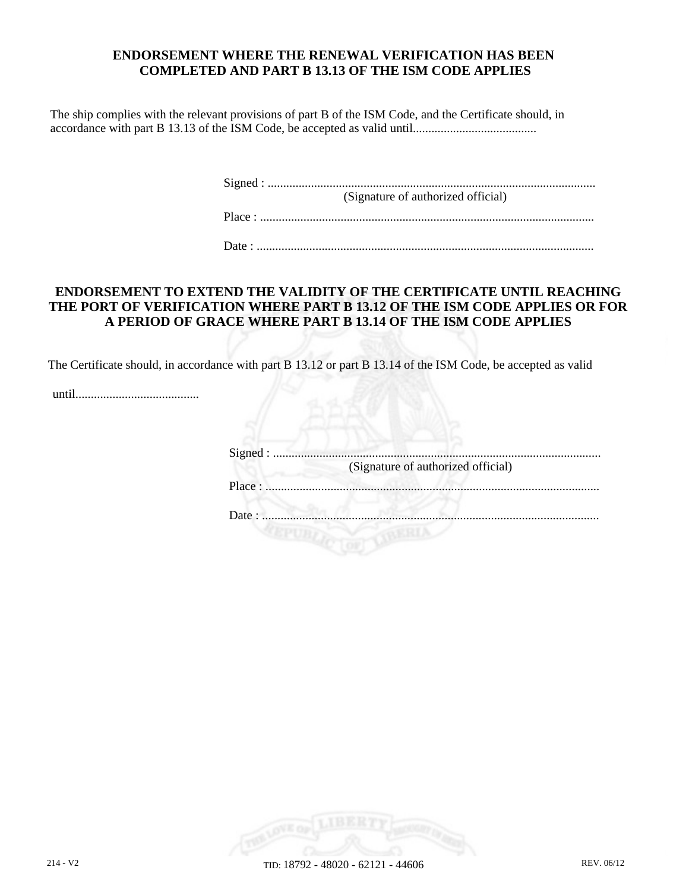## ENDORSEMENT WHERE THE RENEWAL VERIFICATION HAS BEEN COMPLETED AND PART B 13.13 OF THE ISM CODE APPLIES

The ship complies with the relevant provisions of part B of the ISM Code, and the Certificate should, in accordance with part B 13.13 of the ISM Code, be accepted as valid until........................................

Signed : ..........................................................................................................
(Signature of authorized official)

Place : ...........................................................................................................

Date : ............................................................................................................

## ENDORSEMENT TO EXTEND THE VALIDITY OF THE CERTIFICATE UNTIL REACHING THE PORT OF VERIFICATION WHERE PART B 13.12 OF THE ISM CODE APPLIES OR FOR A PERIOD OF GRACE WHERE PART B 13.14 OF THE ISM CODE APPLIES

The Certificate should, in accordance with part B 13.12 or part B 13.14 of the ISM Code, be accepted as valid

until........................................

Signed : ..........................................................................................................
(Signature of authorized official)

Place : ...........................................................................................................

Date : ............................................................................................................

214 - V2 TID: 18792 - 48020 - 62121 - 44606 REV. 06/12